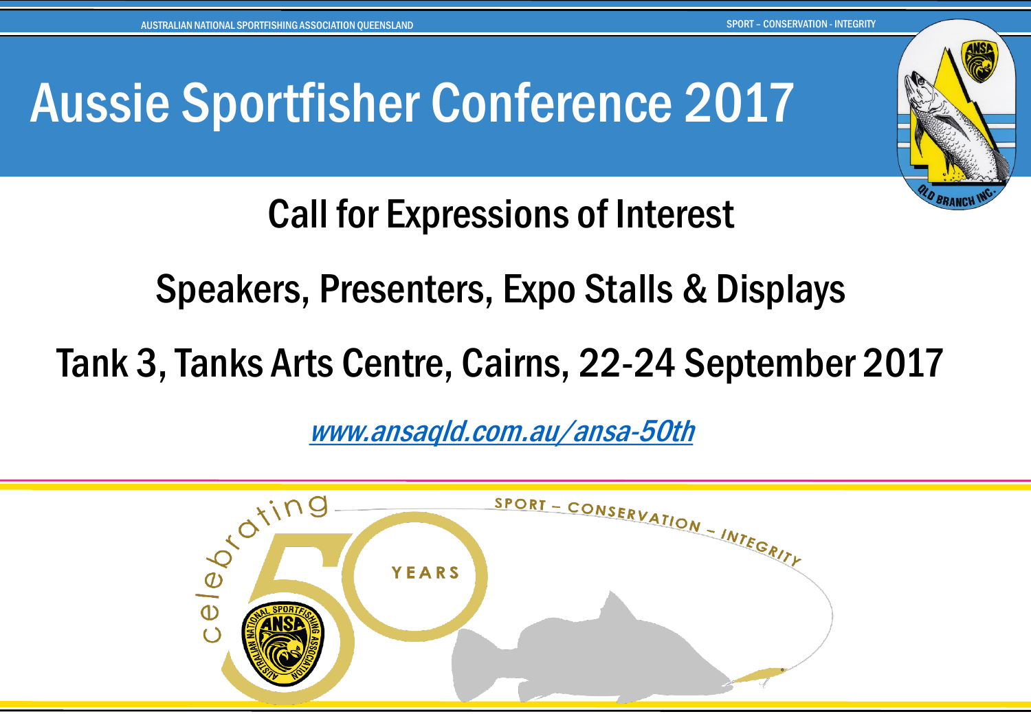AUSTRALIAN NATIONAL SPORTFISHING ASSOCIATION QUEENSLAND

SPORT – CONSERVATION - INTEGRITY

# Aussie Sportfisher Conference 2017

## Call for Expressions of Interest

## Speakers, Presenters, Expo Stalls & Displays

## Tank 3, Tanks Arts Centre, Cairns, 22-24 September 2017

*[www.ansaqld.com.au/ansa-50th](http://www.ansaqld.com.au/ansa-50th)*

celebrating 50 YEARS

SPORT – CONSERVATION – INTEGRITY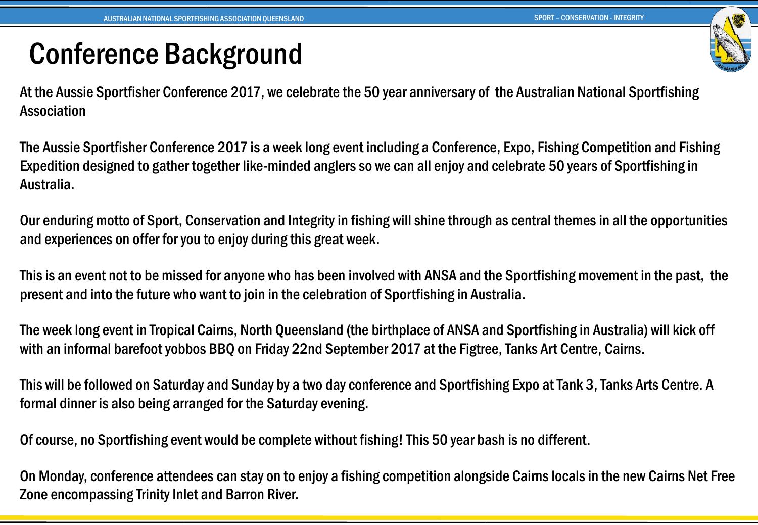# Conference Background

At the Aussie Sportfisher Conference 2017, we celebrate the 50 year anniversary of the Australian National Sportfishing Association

The Aussie Sportfisher Conference 2017 is a week long event including a Conference, Expo, Fishing Competition and Fishing Expedition designed to gather together like-minded anglers so we can all enjoy and celebrate 50 years of Sportfishing in Australia.

Our enduring motto of Sport, Conservation and Integrity in fishing will shine through as central themes in all the opportunities and experiences on offer for you to enjoy during this great week.

This is an event not to be missed for anyone who has been involved with ANSA and the Sportfishing movement in the past, the present and into the future who want to join in the celebration of Sportfishing in Australia.

The week long event in Tropical Cairns, North Queensland (the birthplace of ANSA and Sportfishing in Australia) will kick off with an informal barefoot yobbos BBQ on Friday 22nd September 2017 at the Figtree, Tanks Art Centre, Cairns.

This will be followed on Saturday and Sunday by a two day conference and Sportfishing Expo at Tank 3, Tanks Arts Centre. A formal dinner is also being arranged for the Saturday evening.

Of course, no Sportfishing event would be complete without fishing! This 50 year bash is no different.

On Monday, conference attendees can stay on to enjoy a fishing competition alongside Cairns locals in the new Cairns Net Free Zone encompassing Trinity Inlet and Barron River.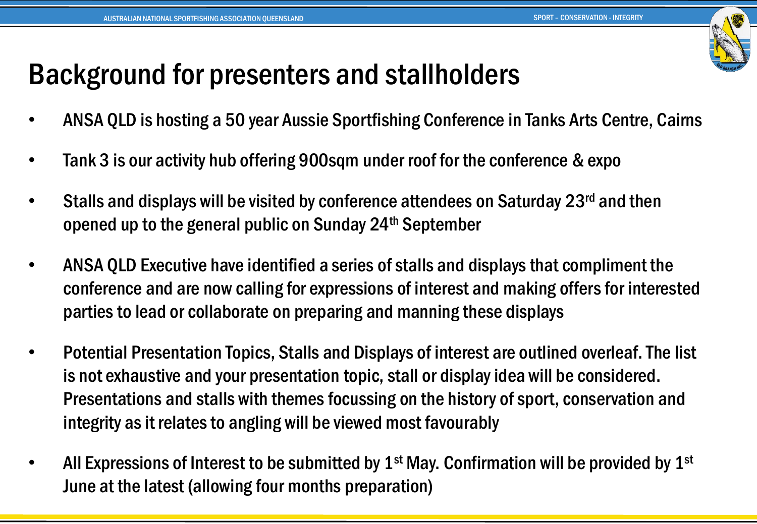# Background for presenters and stallholders

- ANSA QLD is hosting a 50 year Aussie Sportfishing Conference in Tanks Arts Centre, Cairns
- Tank 3 is our activity hub offering 900sqm under roof for the conference & expo
- Stalls and displays will be visited by conference attendees on Saturday 23rd and then opened up to the general public on Sunday 24th September
- ANSA QLD Executive have identified a series of stalls and displays that compliment the conference and are now calling for expressions of interest and making offers for interested parties to lead or collaborate on preparing and manning these displays
- Potential Presentation Topics, Stalls and Displays of interest are outlined overleaf. The list is not exhaustive and your presentation topic, stall or display idea will be considered. Presentations and stalls with themes focussing on the history of sport, conservation and integrity as it relates to angling will be viewed most favourably
- All Expressions of Interest to be submitted by 1st May. Confirmation will be provided by 1st June at the latest (allowing four months preparation)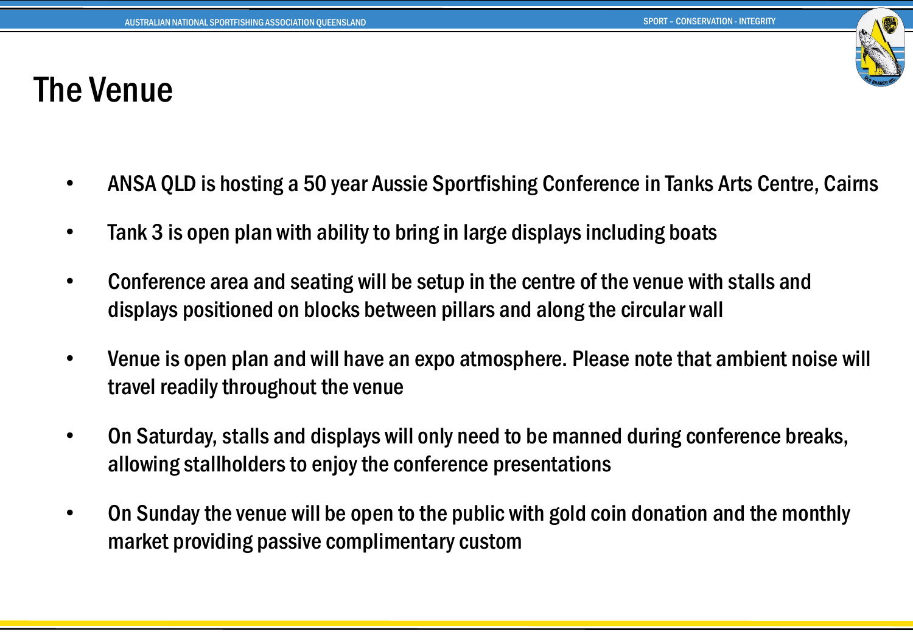# The Venue

- ANSA QLD is hosting a 50 year Aussie Sportfishing Conference in Tanks Arts Centre, Cairns
- Tank 3 is open plan with ability to bring in large displays including boats
- Conference area and seating will be setup in the centre of the venue with stalls and displays positioned on blocks between pillars and along the circular wall
- Venue is open plan and will have an expo atmosphere. Please note that ambient noise will travel readily throughout the venue
- On Saturday, stalls and displays will only need to be manned during conference breaks, allowing stallholders to enjoy the conference presentations
- On Sunday the venue will be open to the public with gold coin donation and the monthly market providing passive complimentary custom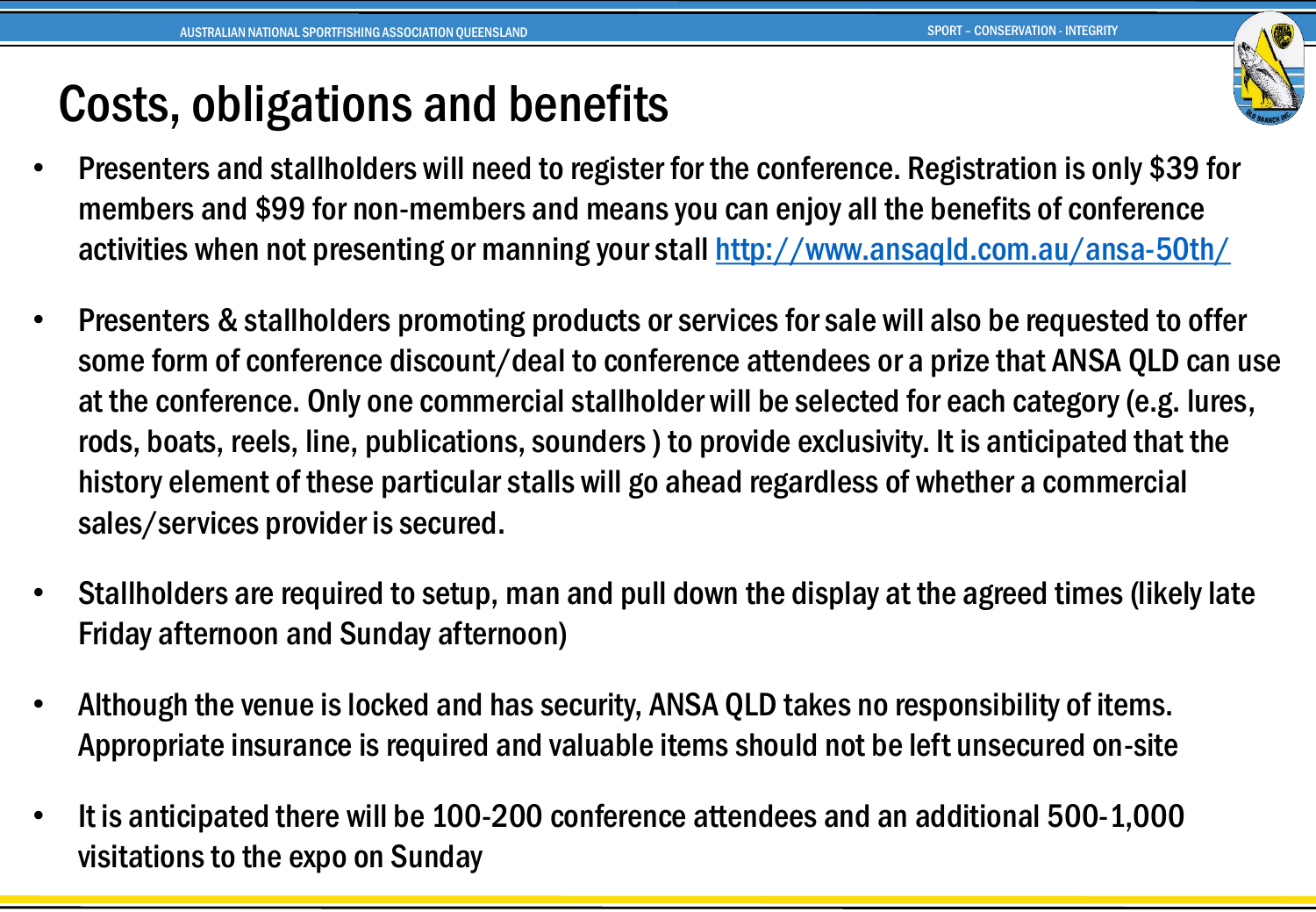# Costs, obligations and benefits

- Presenters and stallholders will need to register for the conference. Registration is only $39 for members and $99 for non-members and means you can enjoy all the benefits of conference activities when not presenting or manning your stall [http://www.ansaqld.com.au/ansa-50th/](http://www.ansaqld.com.au/ansa-50th/)
- Presenters & stallholders promoting products or services for sale will also be requested to offer some form of conference discount/deal to conference attendees or a prize that ANSA QLD can use at the conference. Only one commercial stallholder will be selected for each category (e.g. lures, rods, boats, reels, line, publications, sounders ) to provide exclusivity. It is anticipated that the history element of these particular stalls will go ahead regardless of whether a commercial sales/services provider is secured.
- Stallholders are required to setup, man and pull down the display at the agreed times (likely late Friday afternoon and Sunday afternoon)
- Although the venue is locked and has security, ANSA QLD takes no responsibility of items. Appropriate insurance is required and valuable items should not be left unsecured on-site
- It is anticipated there will be 100-200 conference attendees and an additional 500-1,000 visitations to the expo on Sunday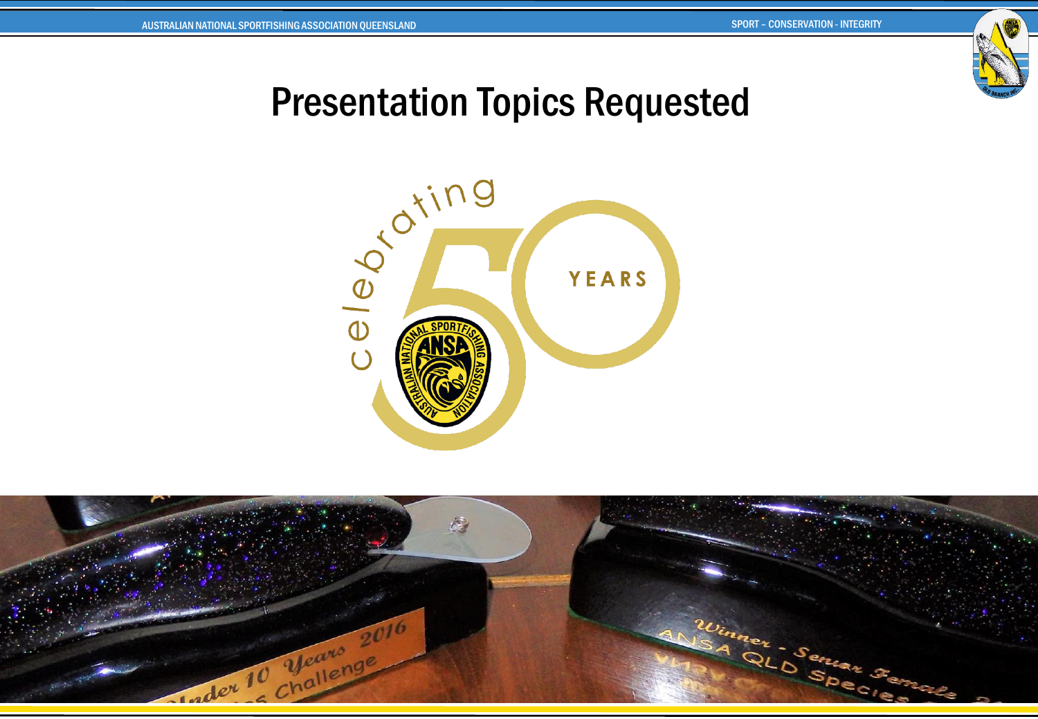# Presentation Topics Requested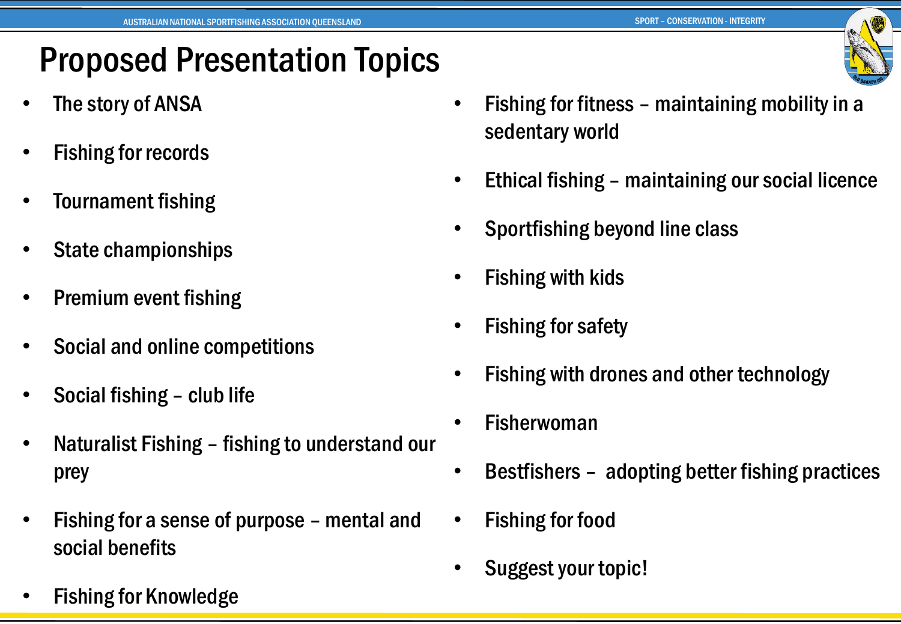# Proposed Presentation Topics

- The story of ANSA
- Fishing for records
- Tournament fishing
- State championships
- Premium event fishing
- Social and online competitions
- Social fishing – club life
- Naturalist Fishing – fishing to understand our prey
- Fishing for a sense of purpose – mental and social benefits
- Fishing for Knowledge
- Fishing for fitness – maintaining mobility in a sedentary world
- Ethical fishing – maintaining our social licence
- Sportfishing beyond line class
- Fishing with kids
- Fishing for safety
- Fishing with drones and other technology
- Fisherwoman
- Bestfishers – adopting better fishing practices
- Fishing for food
- Suggest your topic!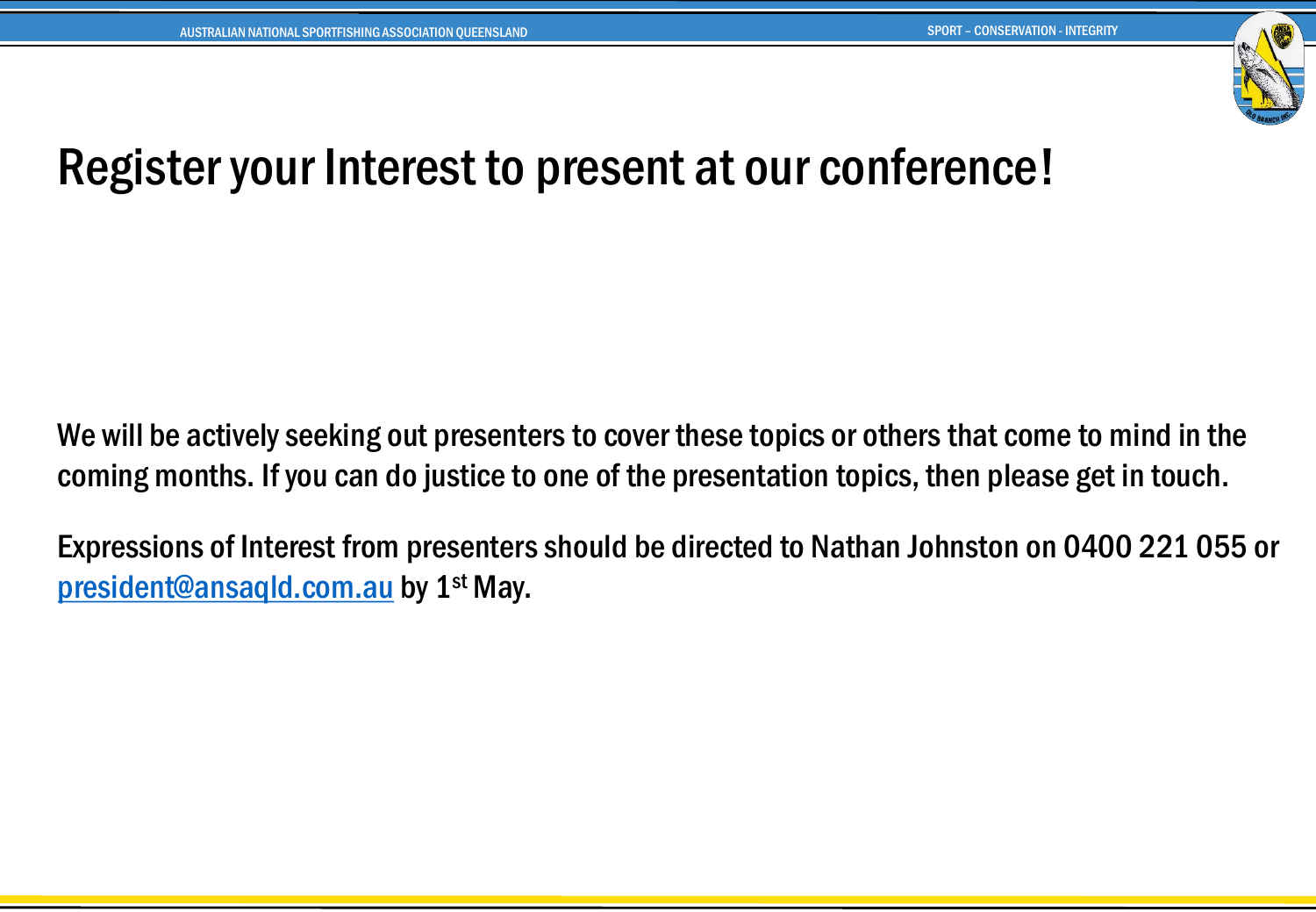# Register your Interest to present at our conference!

We will be actively seeking out presenters to cover these topics or others that come to mind in the coming months. If you can do justice to one of the presentation topics, then please get in touch.

Expressions of Interest from presenters should be directed to Nathan Johnston on 0400 221 055 or [president@ansaqld.com.au](mailto:president@ansaqld.com.au) by 1st May.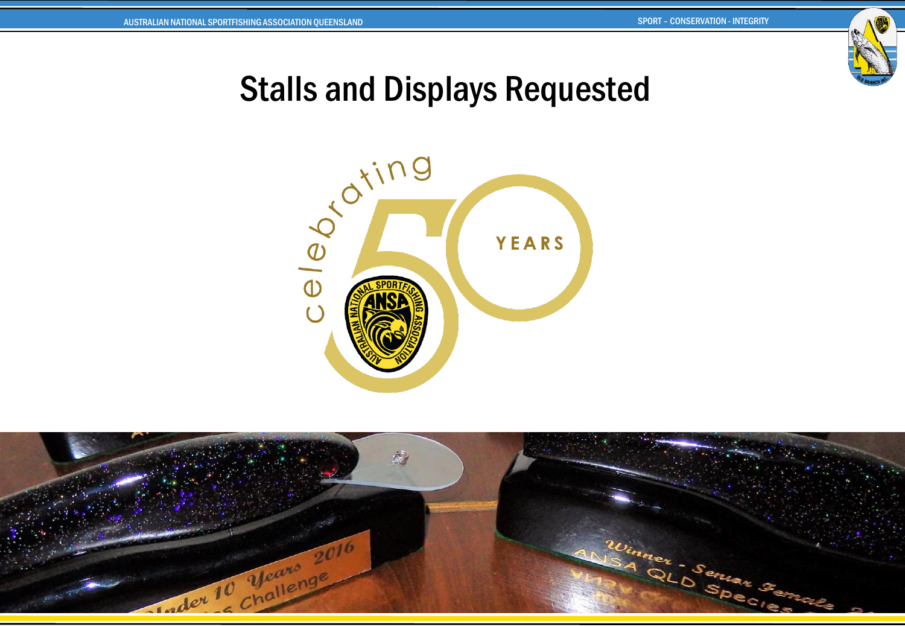# Stalls and Displays Requested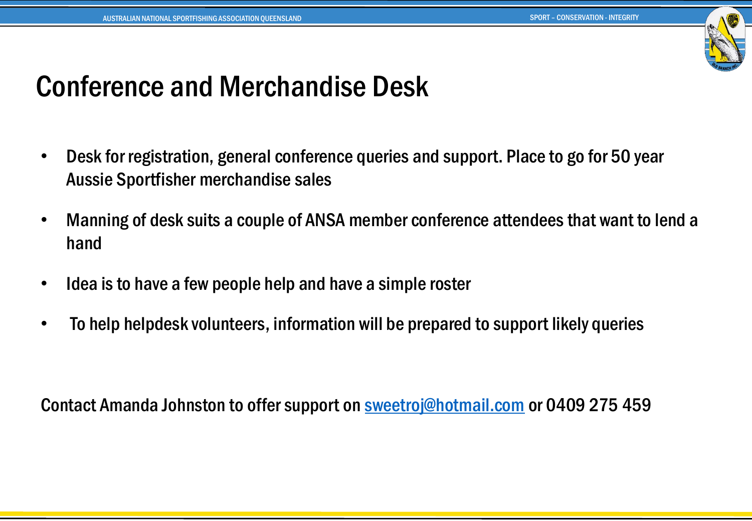# Conference and Merchandise Desk

- Desk for registration, general conference queries and support. Place to go for 50 year Aussie Sportfisher merchandise sales
- Manning of desk suits a couple of ANSA member conference attendees that want to lend a hand
- Idea is to have a few people help and have a simple roster
- To help helpdesk volunteers, information will be prepared to support likely queries

Contact Amanda Johnston to offer support on sweetroj@hotmail.com or 0409 275 459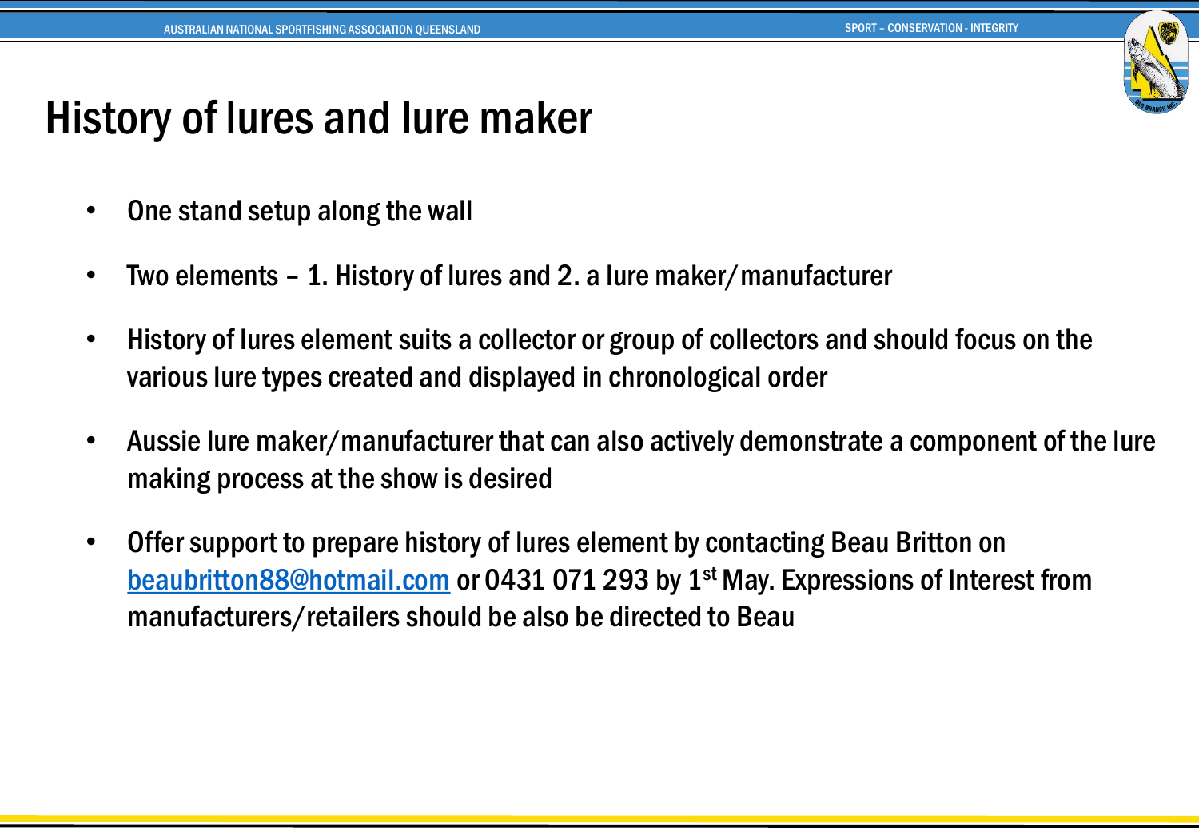# History of lures and lure maker

- One stand setup along the wall
- Two elements – 1. History of lures and 2. a lure maker/manufacturer
- History of lures element suits a collector or group of collectors and should focus on the various lure types created and displayed in chronological order
- Aussie lure maker/manufacturer that can also actively demonstrate a component of the lure making process at the show is desired
- Offer support to prepare history of lures element by contacting Beau Britton on beaubritton88@hotmail.com or 0431 071 293 by 1st May. Expressions of Interest from manufacturers/retailers should be also be directed to Beau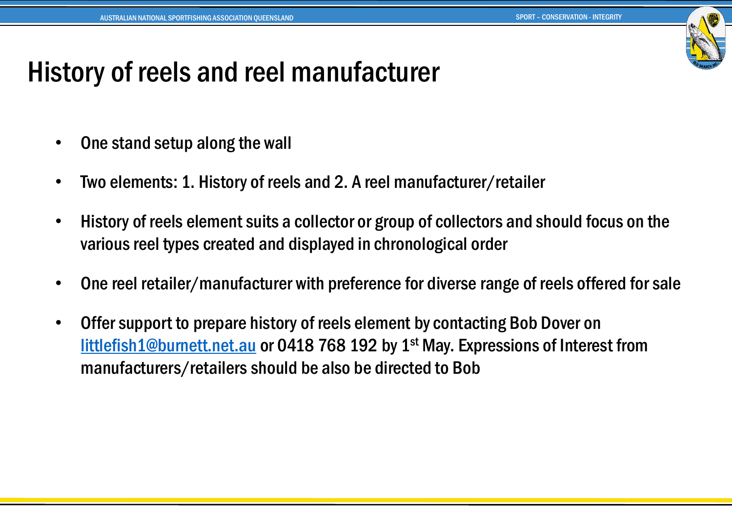# History of reels and reel manufacturer

- One stand setup along the wall
- Two elements: 1. History of reels and 2. A reel manufacturer/retailer
- History of reels element suits a collector or group of collectors and should focus on the various reel types created and displayed in chronological order
- One reel retailer/manufacturer with preference for diverse range of reels offered for sale
- Offer support to prepare history of reels element by contacting Bob Dover on littlefish1@burnett.net.au or 0418 768 192 by 1st May. Expressions of Interest from manufacturers/retailers should be also be directed to Bob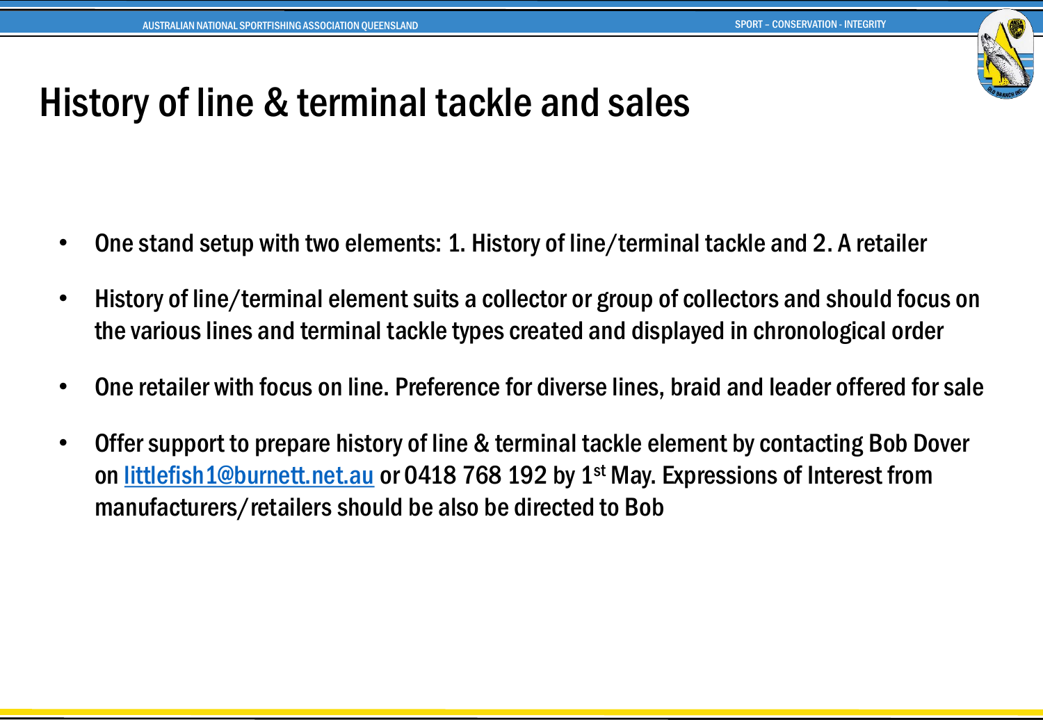# History of line & terminal tackle and sales

- One stand setup with two elements: 1. History of line/terminal tackle and 2. A retailer
- History of line/terminal element suits a collector or group of collectors and should focus on the various lines and terminal tackle types created and displayed in chronological order
- One retailer with focus on line. Preference for diverse lines, braid and leader offered for sale
- Offer support to prepare history of line & terminal tackle element by contacting Bob Dover on littlefish1@burnett.net.au or 0418 768 192 by 1st May. Expressions of Interest from manufacturers/retailers should be also be directed to Bob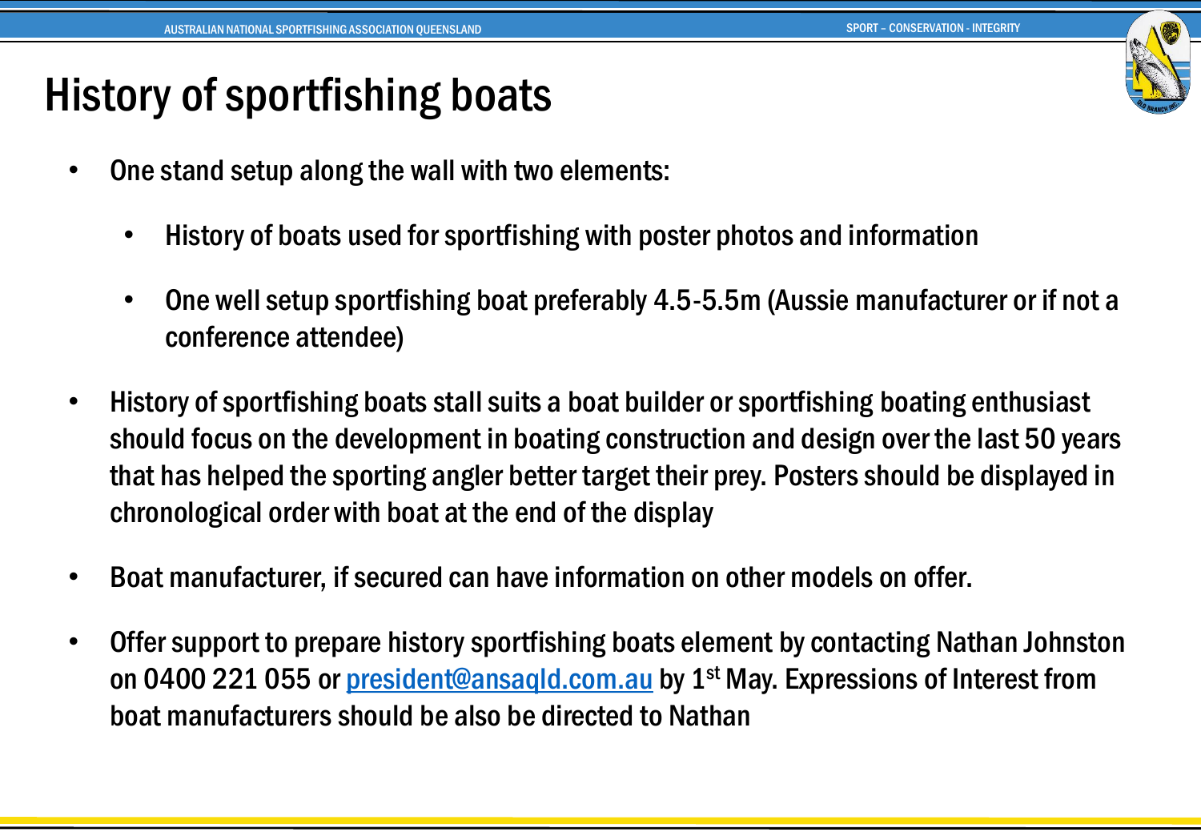# History of sportfishing boats

- One stand setup along the wall with two elements:
  - History of boats used for sportfishing with poster photos and information
  - One well setup sportfishing boat preferably 4.5-5.5m (Aussie manufacturer or if not a conference attendee)
- History of sportfishing boats stall suits a boat builder or sportfishing boating enthusiast should focus on the development in boating construction and design over the last 50 years that has helped the sporting angler better target their prey. Posters should be displayed in chronological order with boat at the end of the display
- Boat manufacturer, if secured can have information on other models on offer.
- Offer support to prepare history sportfishing boats element by contacting Nathan Johnston on 0400 221 055 or president@ansaqld.com.au by 1st May. Expressions of Interest from boat manufacturers should be also be directed to Nathan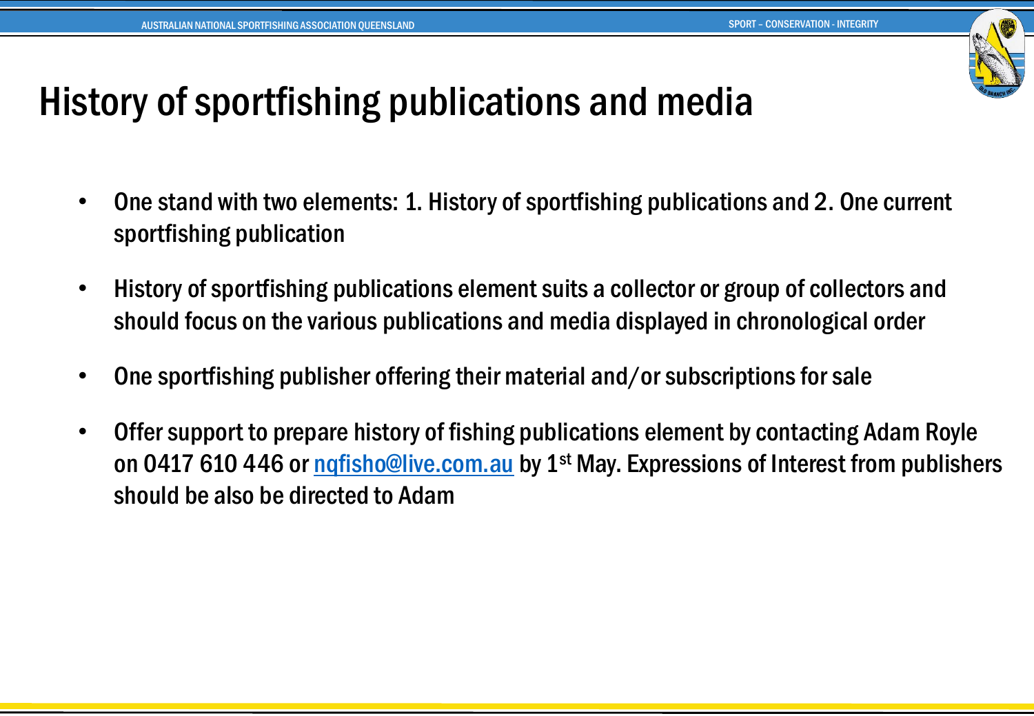# History of sportfishing publications and media

- One stand with two elements: 1. History of sportfishing publications and 2. One current sportfishing publication
- History of sportfishing publications element suits a collector or group of collectors and should focus on the various publications and media displayed in chronological order
- One sportfishing publisher offering their material and/or subscriptions for sale
- Offer support to prepare history of fishing publications element by contacting Adam Royle on 0417 610 446 or nqfisho@live.com.au by 1st May. Expressions of Interest from publishers should be also be directed to Adam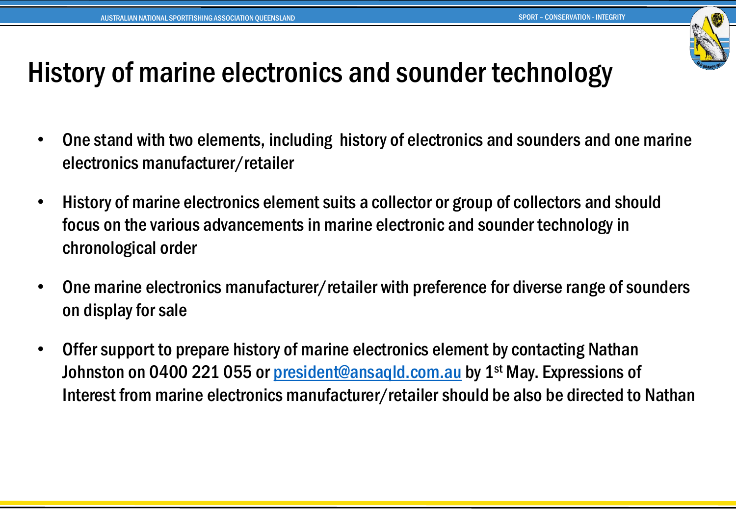# History of marine electronics and sounder technology

- One stand with two elements, including history of electronics and sounders and one marine electronics manufacturer/retailer
- History of marine electronics element suits a collector or group of collectors and should focus on the various advancements in marine electronic and sounder technology in chronological order
- One marine electronics manufacturer/retailer with preference for diverse range of sounders on display for sale
- Offer support to prepare history of marine electronics element by contacting Nathan Johnston on 0400 221 055 or president@ansaqld.com.au by 1st May. Expressions of Interest from marine electronics manufacturer/retailer should be also be directed to Nathan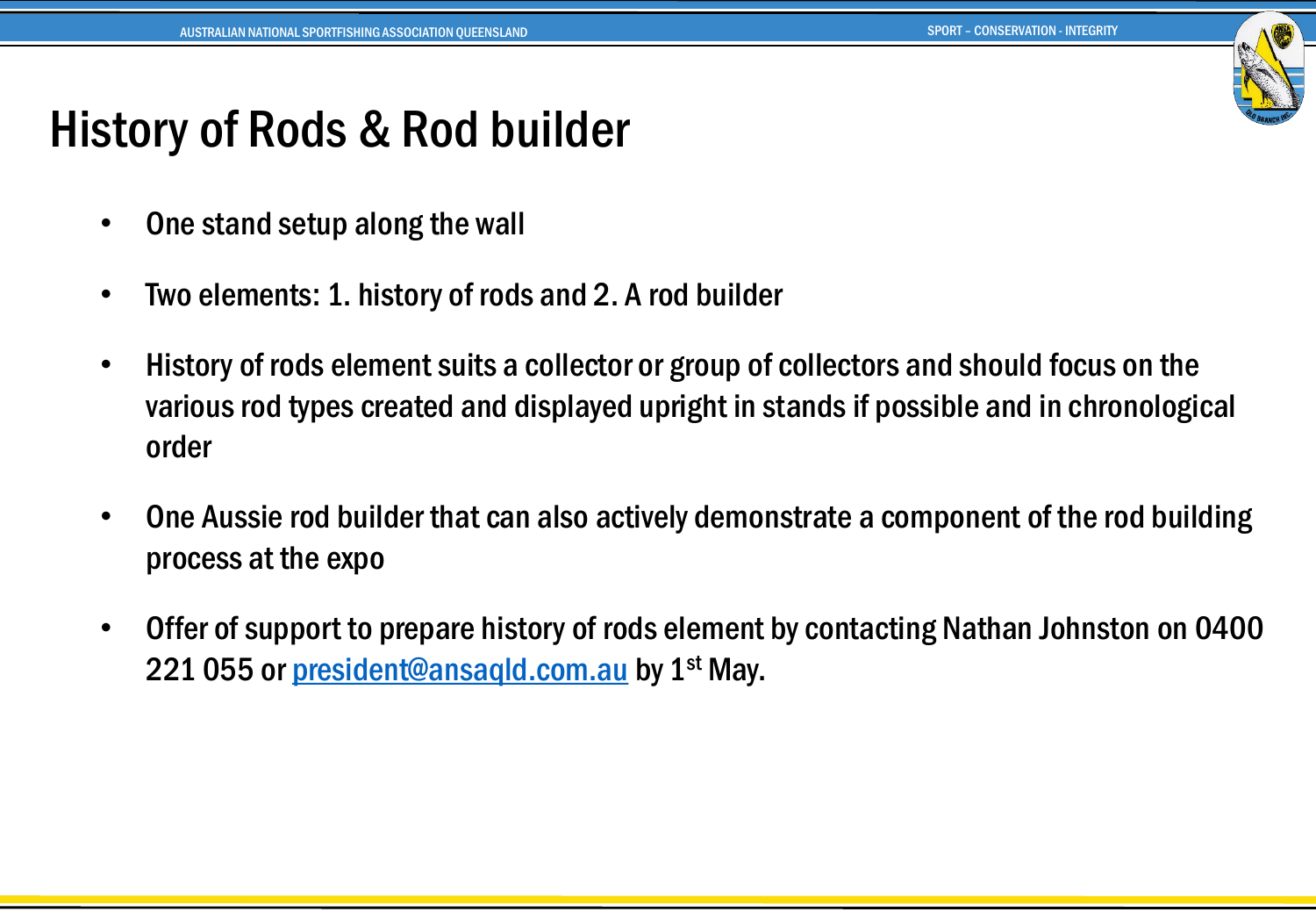# History of Rods & Rod builder

- One stand setup along the wall
- Two elements: 1. history of rods and 2. A rod builder
- History of rods element suits a collector or group of collectors and should focus on the various rod types created and displayed upright in stands if possible and in chronological order
- One Aussie rod builder that can also actively demonstrate a component of the rod building process at the expo
- Offer of support to prepare history of rods element by contacting Nathan Johnston on 0400 221 055 or president@ansaqld.com.au by 1st May.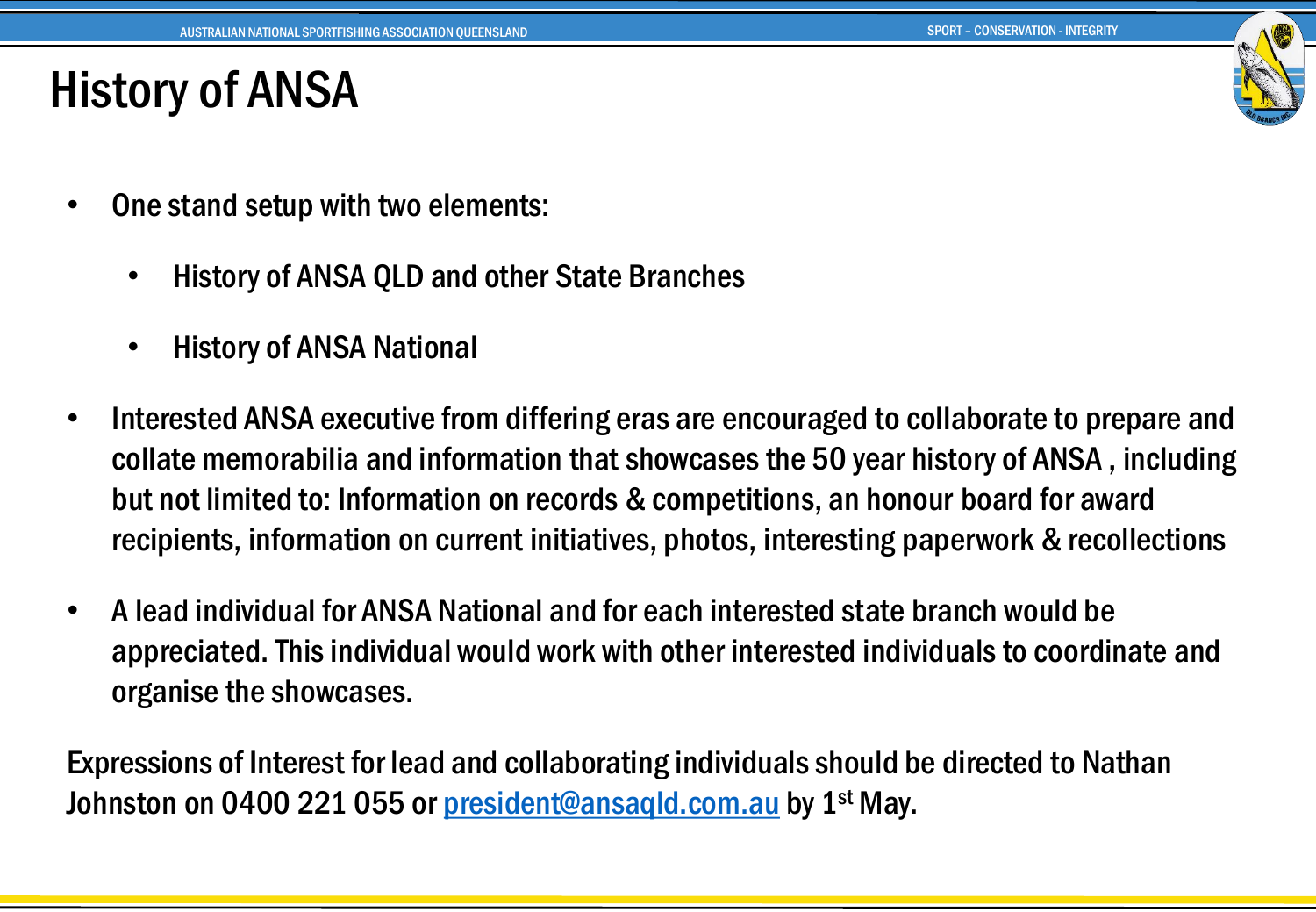# History of ANSA

- One stand setup with two elements:
  - History of ANSA QLD and other State Branches
  - History of ANSA National
- Interested ANSA executive from differing eras are encouraged to collaborate to prepare and collate memorabilia and information that showcases the 50 year history of ANSA , including but not limited to: Information on records & competitions, an honour board for award recipients, information on current initiatives, photos, interesting paperwork & recollections
- A lead individual for ANSA National and for each interested state branch would be appreciated. This individual would work with other interested individuals to coordinate and organise the showcases.

Expressions of Interest for lead and collaborating individuals should be directed to Nathan Johnston on 0400 221 055 or [president@ansaqld.com.au](mailto:president@ansaqld.com.au) by 1st May.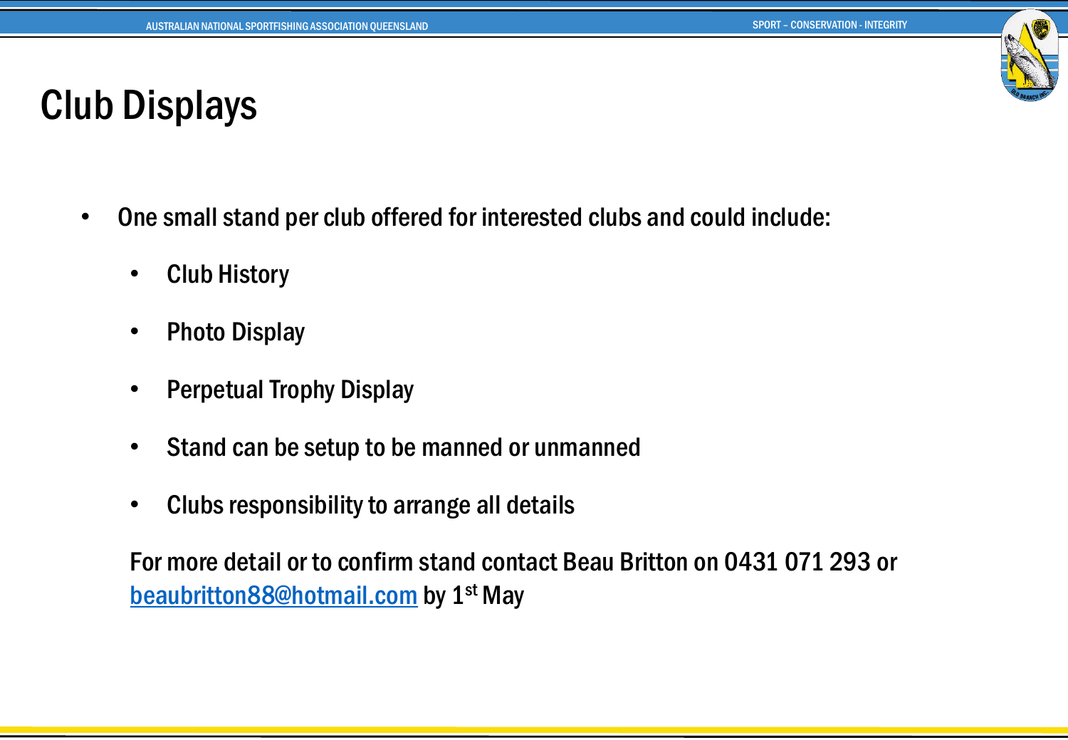# Club Displays

- One small stand per club offered for interested clubs and could include:
  - Club History
  - Photo Display
  - Perpetual Trophy Display
  - Stand can be setup to be manned or unmanned
  - Clubs responsibility to arrange all details

For more detail or to confirm stand contact Beau Britton on 0431 071 293 or [beaubritton88@hotmail.com](mailto:beaubritton88@hotmail.com) by 1st May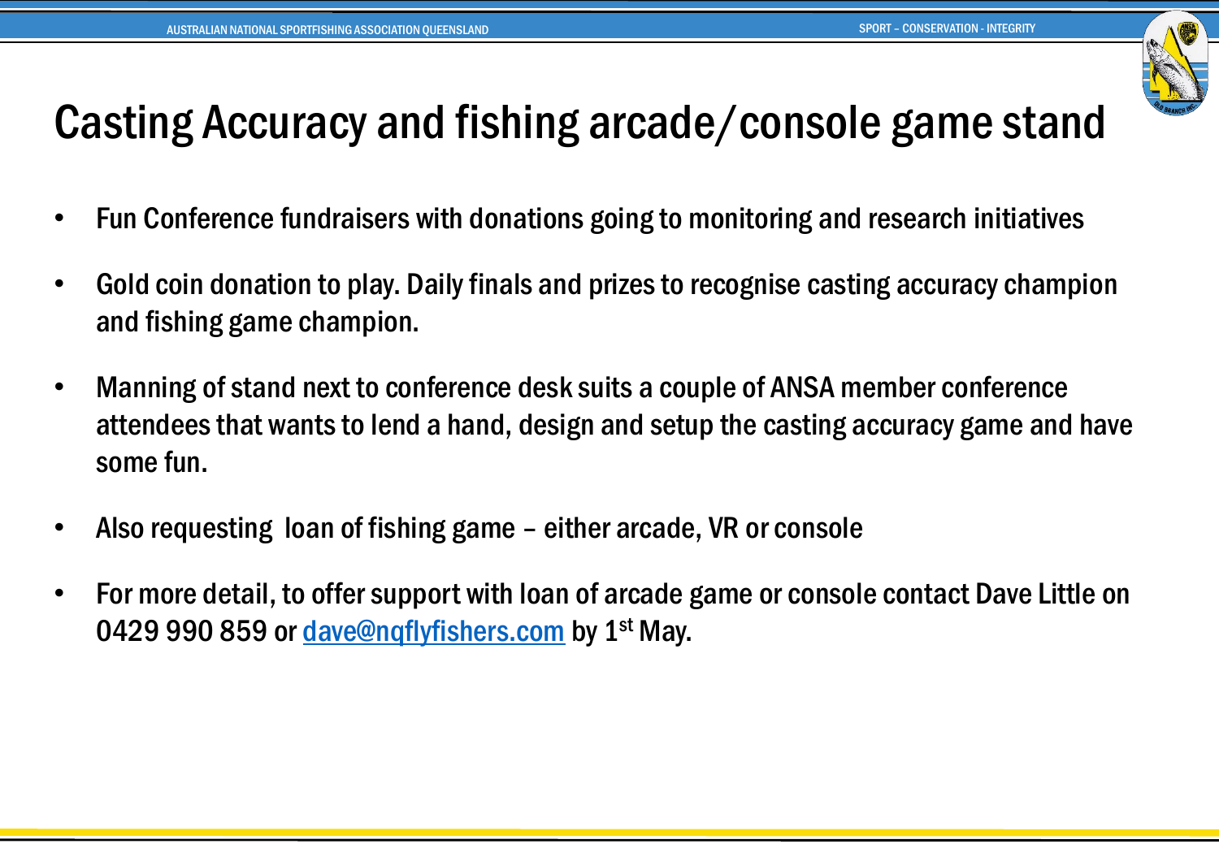# Casting Accuracy and fishing arcade/console game stand

- Fun Conference fundraisers with donations going to monitoring and research initiatives
- Gold coin donation to play. Daily finals and prizes to recognise casting accuracy champion and fishing game champion.
- Manning of stand next to conference desk suits a couple of ANSA member conference attendees that wants to lend a hand, design and setup the casting accuracy game and have some fun.
- Also requesting loan of fishing game – either arcade, VR or console
- For more detail, to offer support with loan of arcade game or console contact Dave Little on 0429 990 859 or [dave@nqflyfishers.com](mailto:dave@nqflyfishers.com) by 1st May.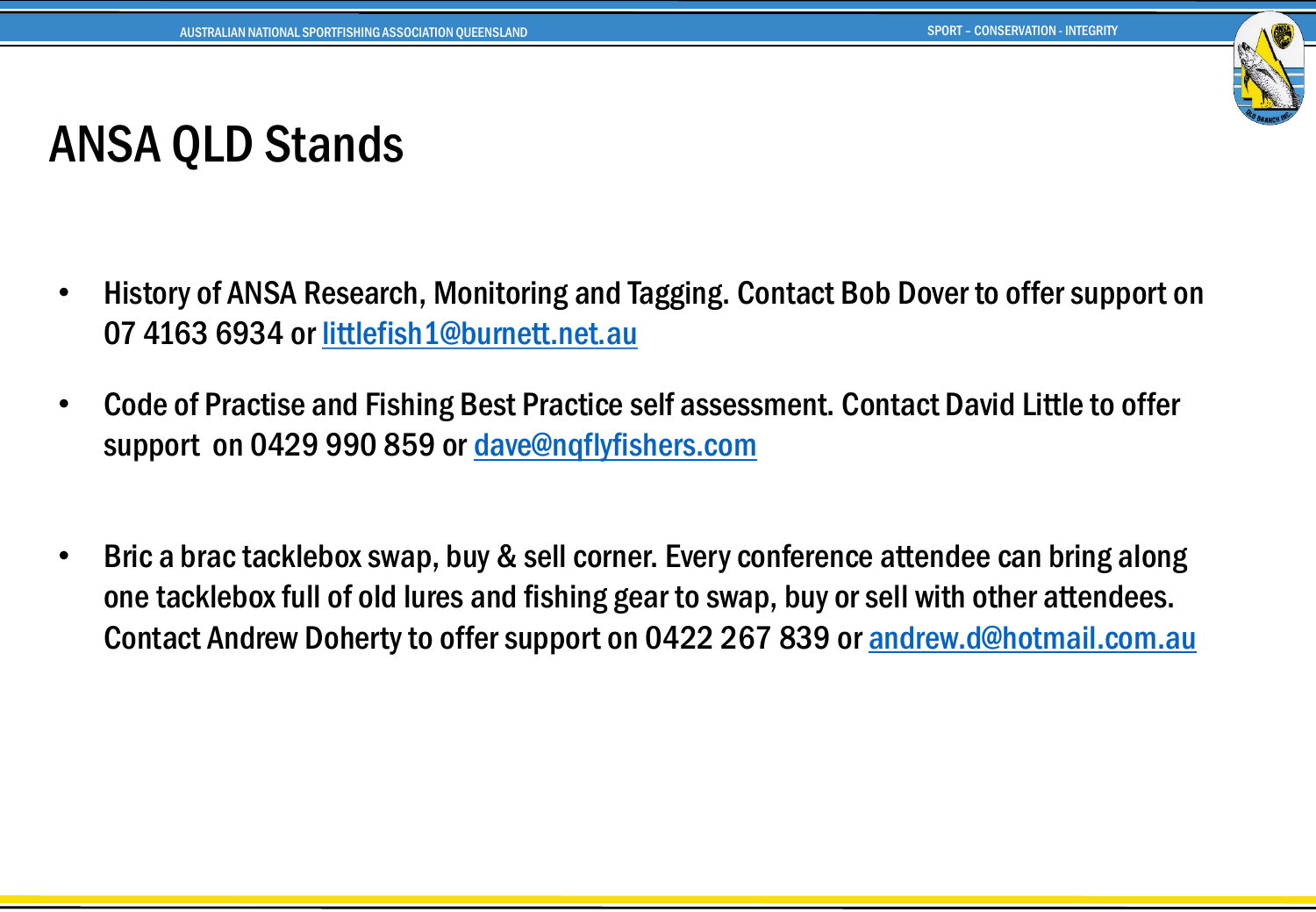# ANSA QLD Stands

- History of ANSA Research, Monitoring and Tagging. Contact Bob Dover to offer support on 07 4163 6934 or littlefish1@burnett.net.au
- Code of Practise and Fishing Best Practice self assessment. Contact David Little to offer support on 0429 990 859 or dave@nqflyfishers.com
- Bric a brac tacklebox swap, buy & sell corner. Every conference attendee can bring along one tacklebox full of old lures and fishing gear to swap, buy or sell with other attendees. Contact Andrew Doherty to offer support on 0422 267 839 or andrew.d@hotmail.com.au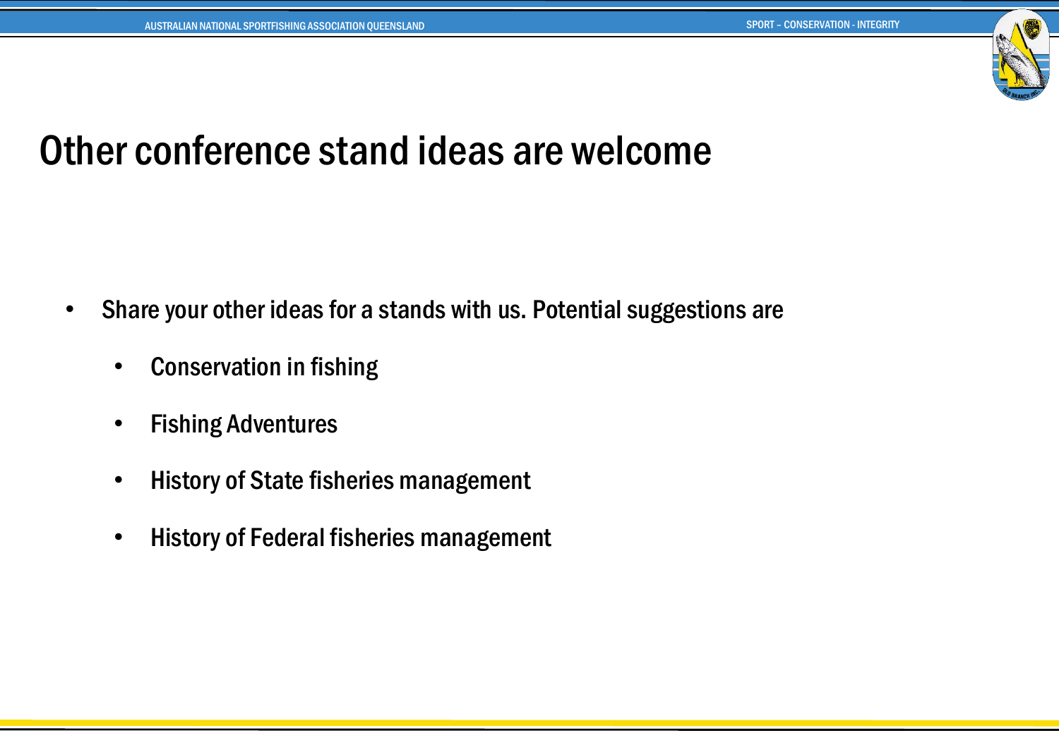# Other conference stand ideas are welcome

- Share your other ideas for a stands with us. Potential suggestions are
  - Conservation in fishing
  - Fishing Adventures
  - History of State fisheries management
  - History of Federal fisheries management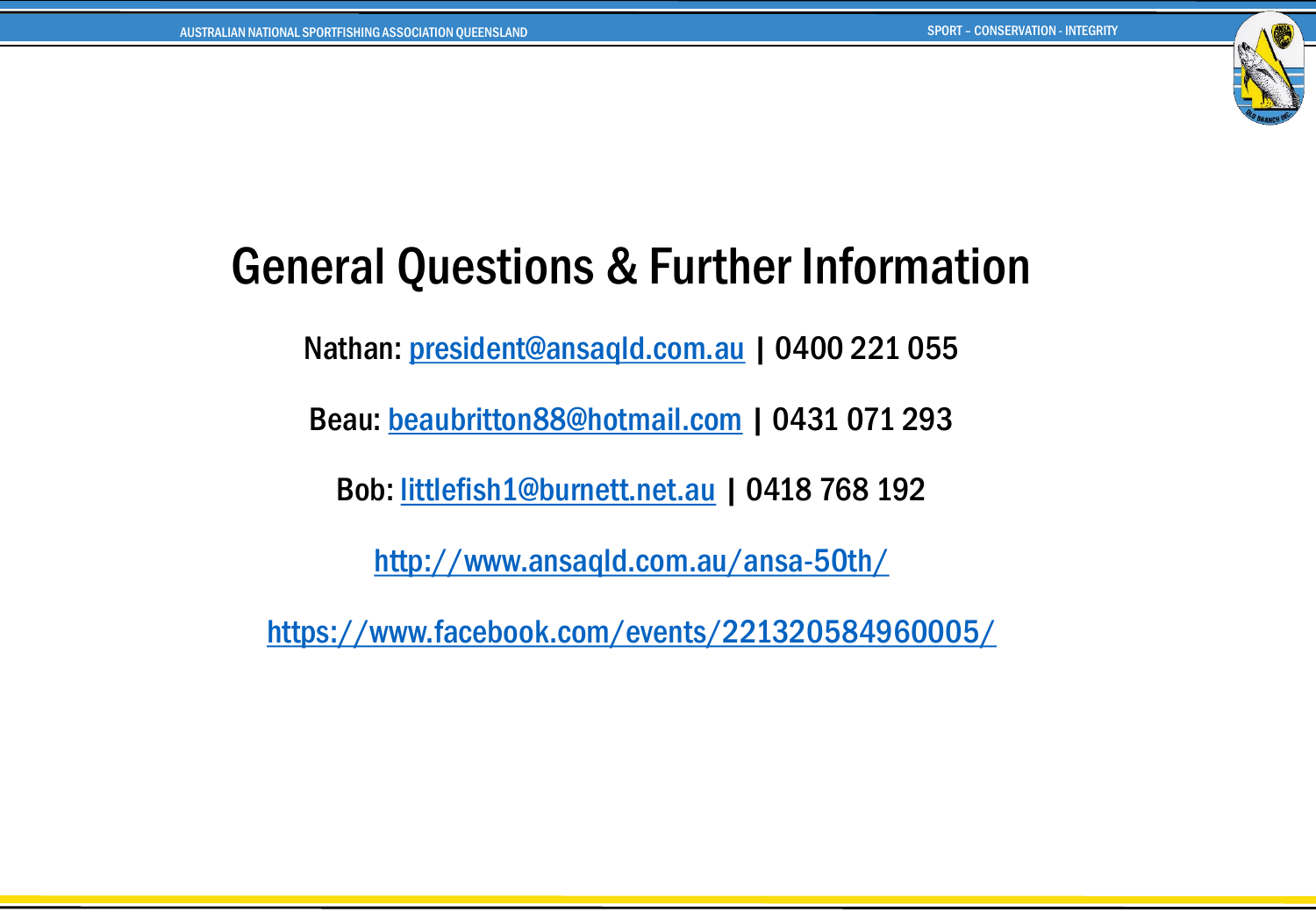# General Questions & Further Information

Nathan: president@ansaqld.com.au | 0400 221 055

Beau: beaubritton88@hotmail.com | 0431 071 293

Bob: littlefish1@burnett.net.au | 0418 768 192

http://www.ansaqld.com.au/ansa-50th/

https://www.facebook.com/events/221320584960005/